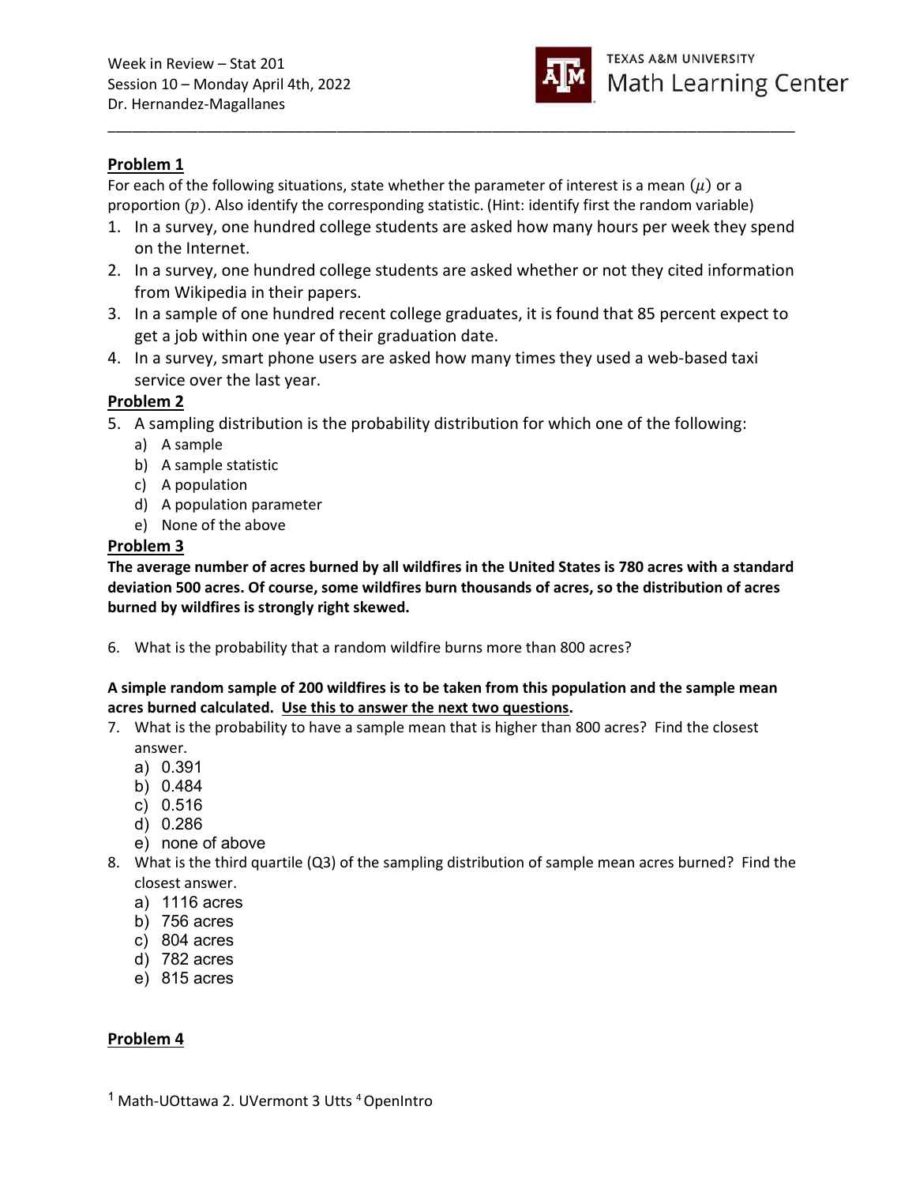Week in Review – Stat 201
Session 10 – Monday April 4th, 2022
Dr. Hernandez-Magallanes

TEXAS A&M UNIVERSITY
Math Learning Center

---

## Problem 1

For each of the following situations, state whether the parameter of interest is a mean $(\mu)$ or a proportion $(p)$. Also identify the corresponding statistic. (Hint: identify first the random variable)

1. In a survey, one hundred college students are asked how many hours per week they spend on the Internet.
2. In a survey, one hundred college students are asked whether or not they cited information from Wikipedia in their papers.
3. In a sample of one hundred recent college graduates, it is found that 85 percent expect to get a job within one year of their graduation date.
4. In a survey, smart phone users are asked how many times they used a web-based taxi service over the last year.

## Problem 2

5. A sampling distribution is the probability distribution for which one of the following:
   a) A sample
   b) A sample statistic
   c) A population
   d) A population parameter
   e) None of the above

## Problem 3

**The average number of acres burned by all wildfires in the United States is 780 acres with a standard deviation 500 acres. Of course, some wildfires burn thousands of acres, so the distribution of acres burned by wildfires is strongly right skewed.**

6. What is the probability that a random wildfire burns more than 800 acres?

**A simple random sample of 200 wildfires is to be taken from this population and the sample mean acres burned calculated. Use this to answer the next two questions.**

7. What is the probability to have a sample mean that is higher than 800 acres? Find the closest answer.
   a) 0.391
   b) 0.484
   c) 0.516
   d) 0.286
   e) none of above
8. What is the third quartile (Q3) of the sampling distribution of sample mean acres burned? Find the closest answer.
   a) 1116 acres
   b) 756 acres
   c) 804 acres
   d) 782 acres
   e) 815 acres

## Problem 4

[1] Math-UOttawa 2. UVermont 3 Utts [4] OpenIntro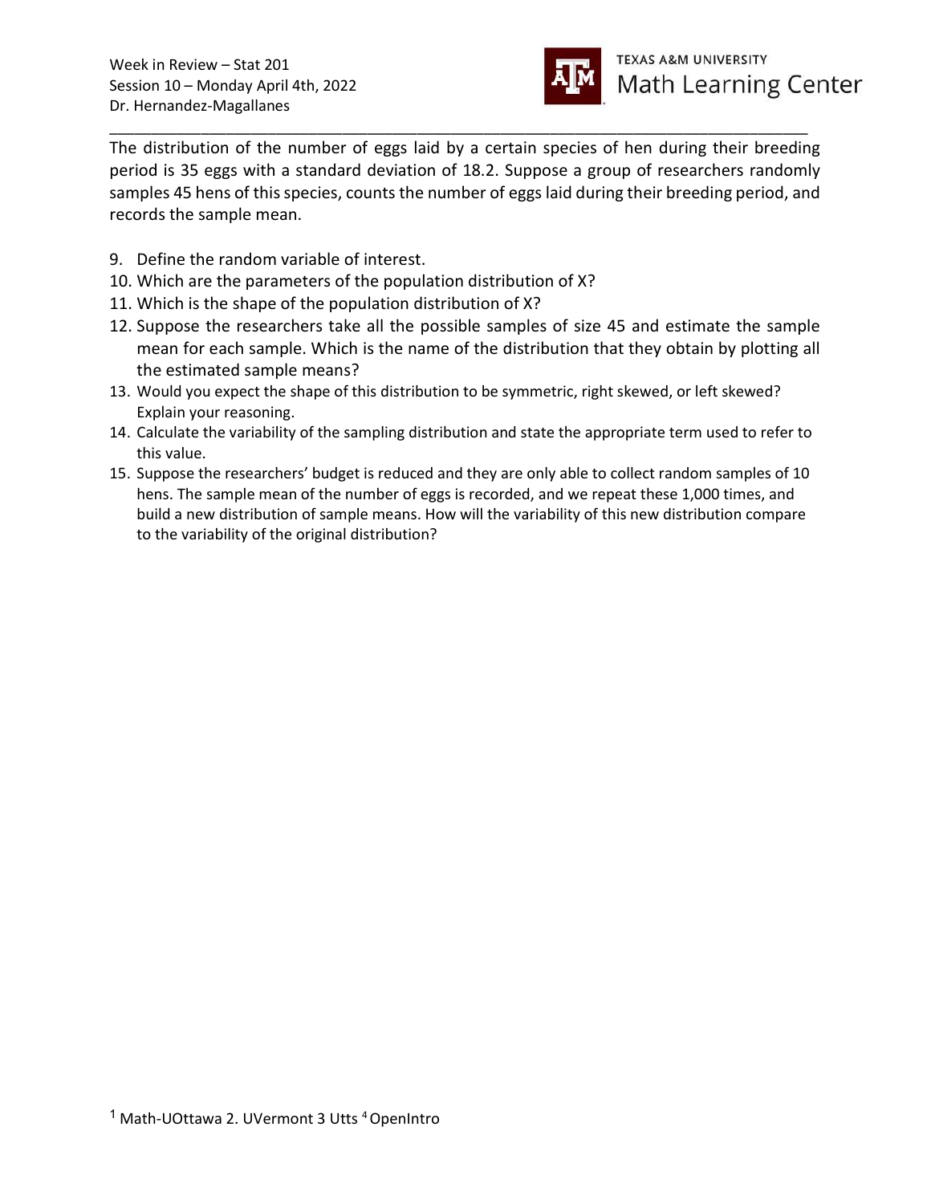The distribution of the number of eggs laid by a certain species of hen during their breeding period is 35 eggs with a standard deviation of 18.2. Suppose a group of researchers randomly samples 45 hens of this species, counts the number of eggs laid during their breeding period, and records the sample mean.

9. Define the random variable of interest.
10. Which are the parameters of the population distribution of X?
11. Which is the shape of the population distribution of X?
12. Suppose the researchers take all the possible samples of size 45 and estimate the sample mean for each sample. Which is the name of the distribution that they obtain by plotting all the estimated sample means?
13. Would you expect the shape of this distribution to be symmetric, right skewed, or left skewed? Explain your reasoning.
14. Calculate the variability of the sampling distribution and state the appropriate term used to refer to this value.
15. Suppose the researchers' budget is reduced and they are only able to collect random samples of 10 hens. The sample mean of the number of eggs is recorded, and we repeat these 1,000 times, and build a new distribution of sample means. How will the variability of this new distribution compare to the variability of the original distribution?

[1] Math-UOttawa 2. UVermont 3 Utts [4] OpenIntro